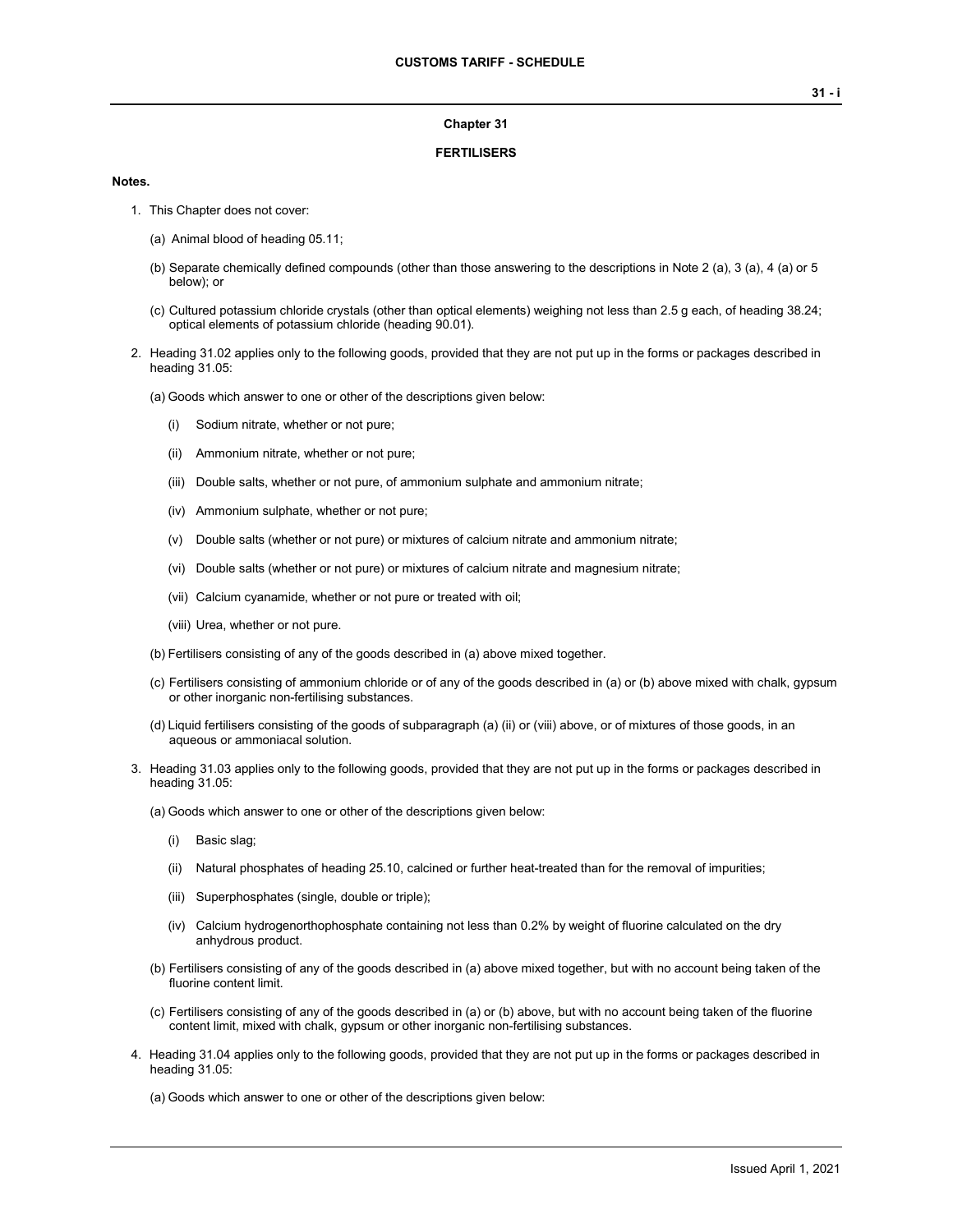## Chapter 31

## FERTILISERS

**Notes.**

1. This Chapter does not cover:

   (a) Animal blood of heading 05.11;

   (b) Separate chemically defined compounds (other than those answering to the descriptions in Note 2 (a), 3 (a), 4 (a) or 5 below); or

   (c) Cultured potassium chloride crystals (other than optical elements) weighing not less than 2.5 g each, of heading 38.24; optical elements of potassium chloride (heading 90.01).

2. Heading 31.02 applies only to the following goods, provided that they are not put up in the forms or packages described in heading 31.05:

   (a) Goods which answer to one or other of the descriptions given below:

   (i) Sodium nitrate, whether or not pure;

   (ii) Ammonium nitrate, whether or not pure;

   (iii) Double salts, whether or not pure, of ammonium sulphate and ammonium nitrate;

   (iv) Ammonium sulphate, whether or not pure;

   (v) Double salts (whether or not pure) or mixtures of calcium nitrate and ammonium nitrate;

   (vi) Double salts (whether or not pure) or mixtures of calcium nitrate and magnesium nitrate;

   (vii) Calcium cyanamide, whether or not pure or treated with oil;

   (viii) Urea, whether or not pure.

   (b) Fertilisers consisting of any of the goods described in (a) above mixed together.

   (c) Fertilisers consisting of ammonium chloride or of any of the goods described in (a) or (b) above mixed with chalk, gypsum or other inorganic non-fertilising substances.

   (d) Liquid fertilisers consisting of the goods of subparagraph (a) (ii) or (viii) above, or of mixtures of those goods, in an aqueous or ammoniacal solution.

3. Heading 31.03 applies only to the following goods, provided that they are not put up in the forms or packages described in heading 31.05:

   (a) Goods which answer to one or other of the descriptions given below:

   (i) Basic slag;

   (ii) Natural phosphates of heading 25.10, calcined or further heat-treated than for the removal of impurities;

   (iii) Superphosphates (single, double or triple);

   (iv) Calcium hydrogenorthophosphate containing not less than 0.2% by weight of fluorine calculated on the dry anhydrous product.

   (b) Fertilisers consisting of any of the goods described in (a) above mixed together, but with no account being taken of the fluorine content limit.

   (c) Fertilisers consisting of any of the goods described in (a) or (b) above, but with no account being taken of the fluorine content limit, mixed with chalk, gypsum or other inorganic non-fertilising substances.

4. Heading 31.04 applies only to the following goods, provided that they are not put up in the forms or packages described in heading 31.05:

   (a) Goods which answer to one or other of the descriptions given below: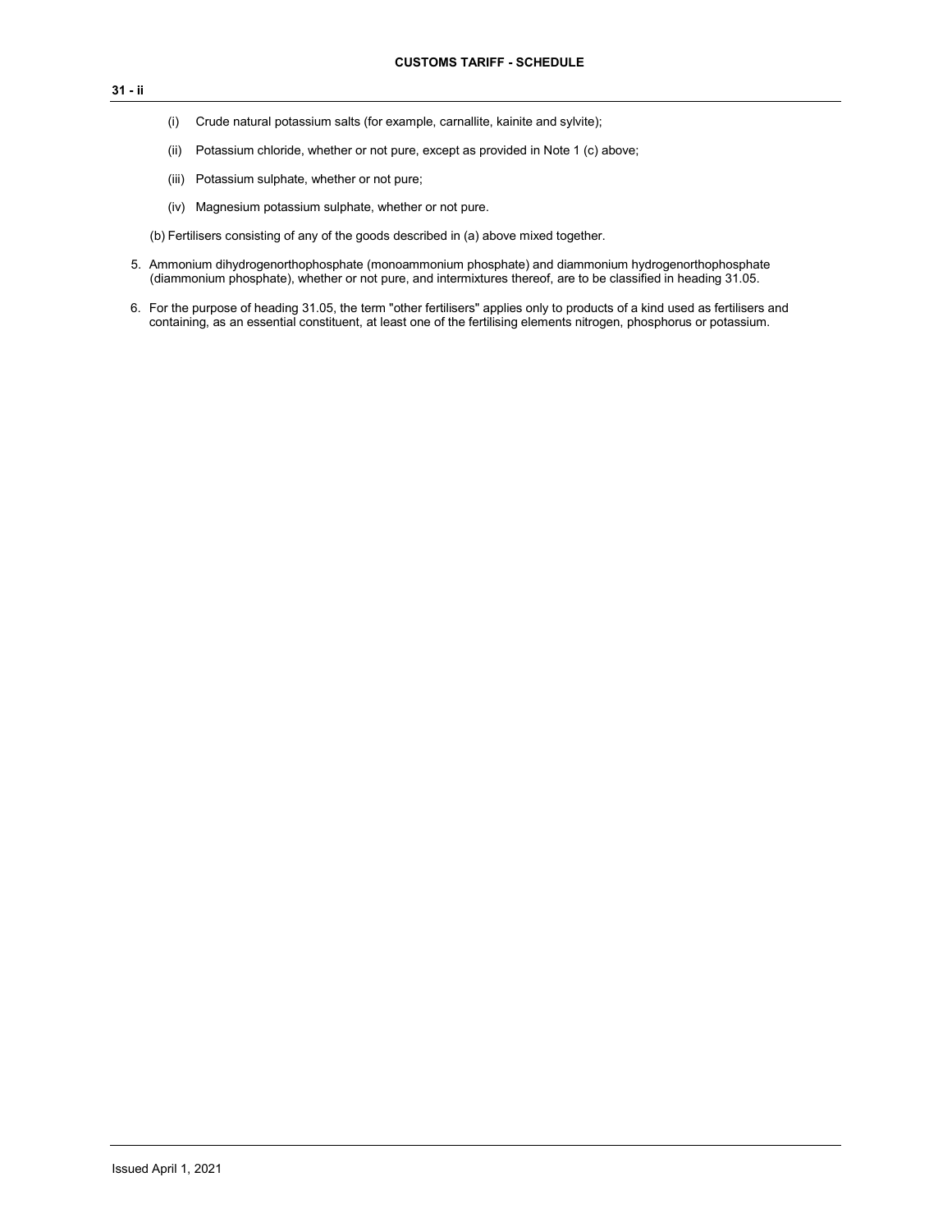(i) Crude natural potassium salts (for example, carnallite, kainite and sylvite);

(ii) Potassium chloride, whether or not pure, except as provided in Note 1 (c) above;

(iii) Potassium sulphate, whether or not pure;

(iv) Magnesium potassium sulphate, whether or not pure.

(b) Fertilisers consisting of any of the goods described in (a) above mixed together.

5. Ammonium dihydrogenorthophosphate (monoammonium phosphate) and diammonium hydrogenorthophosphate (diammonium phosphate), whether or not pure, and intermixtures thereof, are to be classified in heading 31.05.

6. For the purpose of heading 31.05, the term "other fertilisers" applies only to products of a kind used as fertilisers and containing, as an essential constituent, at least one of the fertilising elements nitrogen, phosphorus or potassium.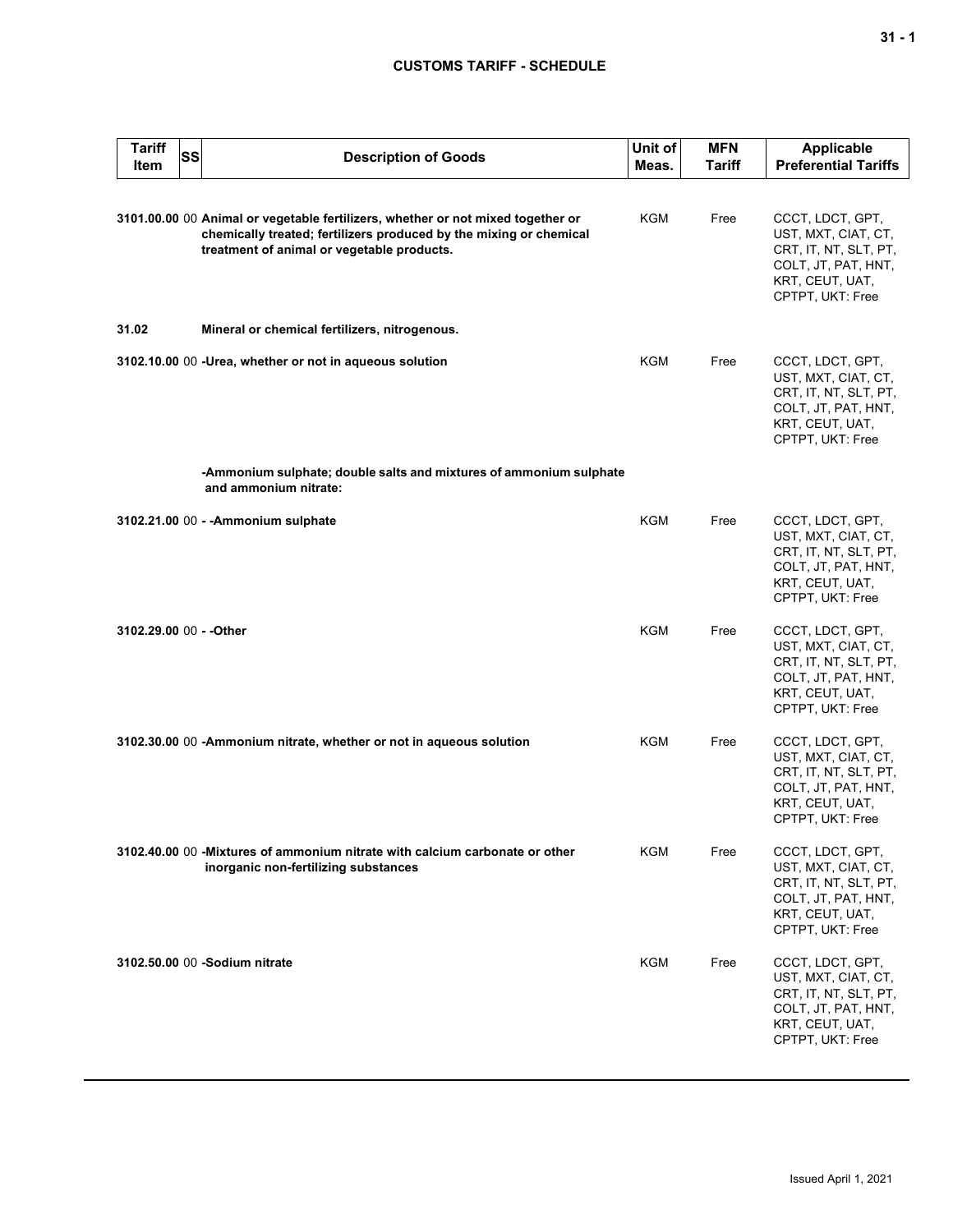| Tariff Item | SS | Description of Goods | Unit of Meas. | MFN Tariff | Applicable Preferential Tariffs |
|---|---|---|---|---|---|
| 3101.00.00 | 00 | **Animal or vegetable fertilizers, whether or not mixed together or chemically treated; fertilizers produced by the mixing or chemical treatment of animal or vegetable products.** | KGM | Free | CCCT, LDCT, GPT, UST, MXT, CIAT, CT, CRT, IT, NT, SLT, PT, COLT, JT, PAT, HNT, KRT, CEUT, UAT, CPTPT, UKT: Free |
| **31.02** | | **Mineral or chemical fertilizers, nitrogenous.** | | | |
| 3102.10.00 | 00 | **-Urea, whether or not in aqueous solution** | KGM | Free | CCCT, LDCT, GPT, UST, MXT, CIAT, CT, CRT, IT, NT, SLT, PT, COLT, JT, PAT, HNT, KRT, CEUT, UAT, CPTPT, UKT: Free |
| | | **-Ammonium sulphate; double salts and mixtures of ammonium sulphate and ammonium nitrate:** | | | |
| 3102.21.00 | 00 | **- -Ammonium sulphate** | KGM | Free | CCCT, LDCT, GPT, UST, MXT, CIAT, CT, CRT, IT, NT, SLT, PT, COLT, JT, PAT, HNT, KRT, CEUT, UAT, CPTPT, UKT: Free |
| 3102.29.00 | 00 | **- -Other** | KGM | Free | CCCT, LDCT, GPT, UST, MXT, CIAT, CT, CRT, IT, NT, SLT, PT, COLT, JT, PAT, HNT, KRT, CEUT, UAT, CPTPT, UKT: Free |
| 3102.30.00 | 00 | **-Ammonium nitrate, whether or not in aqueous solution** | KGM | Free | CCCT, LDCT, GPT, UST, MXT, CIAT, CT, CRT, IT, NT, SLT, PT, COLT, JT, PAT, HNT, KRT, CEUT, UAT, CPTPT, UKT: Free |
| 3102.40.00 | 00 | **-Mixtures of ammonium nitrate with calcium carbonate or other inorganic non-fertilizing substances** | KGM | Free | CCCT, LDCT, GPT, UST, MXT, CIAT, CT, CRT, IT, NT, SLT, PT, COLT, JT, PAT, HNT, KRT, CEUT, UAT, CPTPT, UKT: Free |
| 3102.50.00 | 00 | **-Sodium nitrate** | KGM | Free | CCCT, LDCT, GPT, UST, MXT, CIAT, CT, CRT, IT, NT, SLT, PT, COLT, JT, PAT, HNT, KRT, CEUT, UAT, CPTPT, UKT: Free |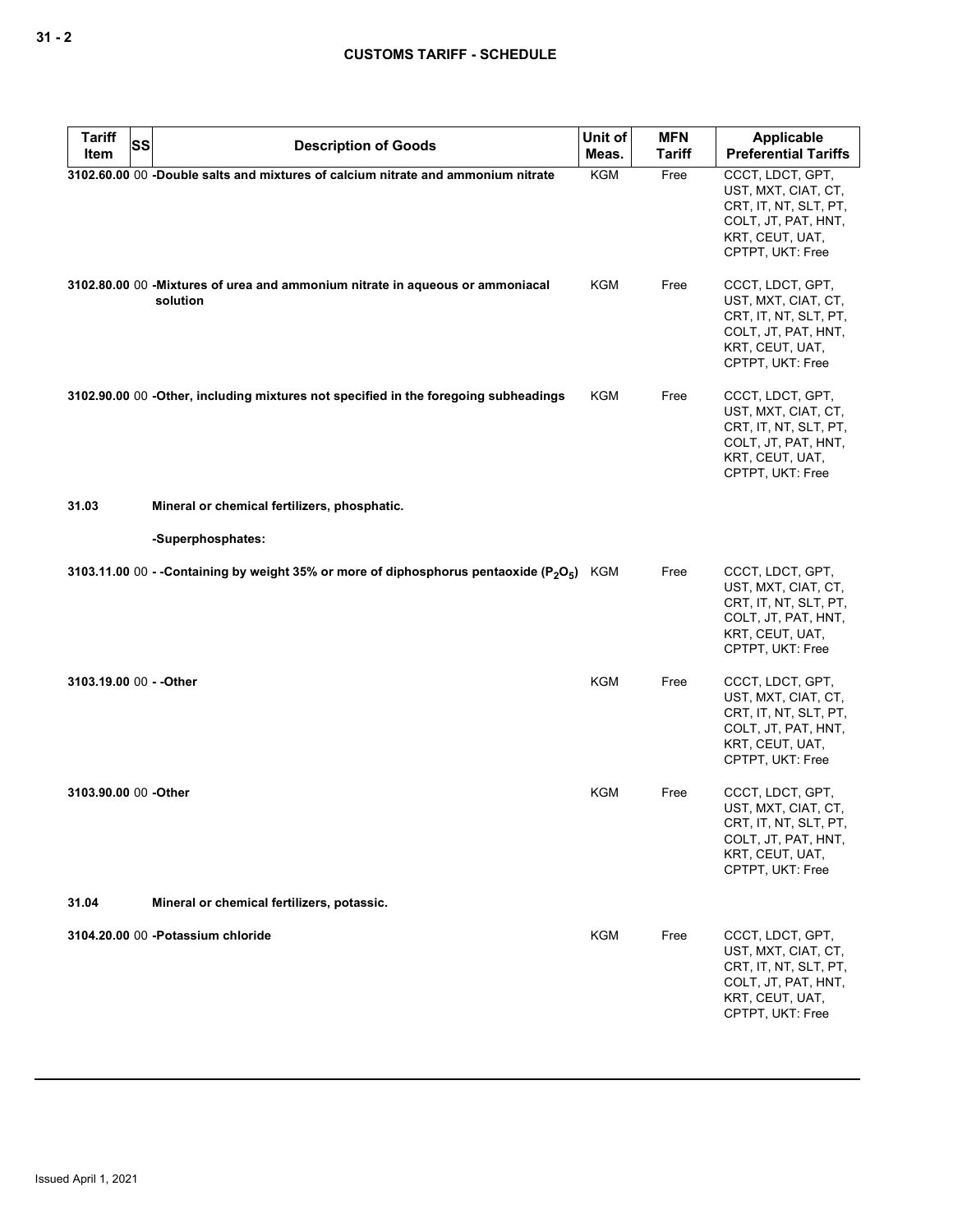| Tariff Item | SS | Description of Goods | Unit of Meas. | MFN Tariff | Applicable Preferential Tariffs |
|---|---|---|---|---|---|
| 3102.60.00 | 00 | -Double salts and mixtures of calcium nitrate and ammonium nitrate | KGM | Free | CCCT, LDCT, GPT, UST, MXT, CIAT, CT, CRT, IT, NT, SLT, PT, COLT, JT, PAT, HNT, KRT, CEUT, UAT, CPTPT, UKT: Free |
| 3102.80.00 | 00 | -Mixtures of urea and ammonium nitrate in aqueous or ammoniacal solution | KGM | Free | CCCT, LDCT, GPT, UST, MXT, CIAT, CT, CRT, IT, NT, SLT, PT, COLT, JT, PAT, HNT, KRT, CEUT, UAT, CPTPT, UKT: Free |
| 3102.90.00 | 00 | -Other, including mixtures not specified in the foregoing subheadings | KGM | Free | CCCT, LDCT, GPT, UST, MXT, CIAT, CT, CRT, IT, NT, SLT, PT, COLT, JT, PAT, HNT, KRT, CEUT, UAT, CPTPT, UKT: Free |
| 31.03 | | Mineral or chemical fertilizers, phosphatic. | | | |
| | | -Superphosphates: | | | |
| 3103.11.00 | 00 | - -Containing by weight 35% or more of diphosphorus pentaoxide ($P_2O_5$) | KGM | Free | CCCT, LDCT, GPT, UST, MXT, CIAT, CT, CRT, IT, NT, SLT, PT, COLT, JT, PAT, HNT, KRT, CEUT, UAT, CPTPT, UKT: Free |
| 3103.19.00 | 00 | - -Other | KGM | Free | CCCT, LDCT, GPT, UST, MXT, CIAT, CT, CRT, IT, NT, SLT, PT, COLT, JT, PAT, HNT, KRT, CEUT, UAT, CPTPT, UKT: Free |
| 3103.90.00 | 00 | -Other | KGM | Free | CCCT, LDCT, GPT, UST, MXT, CIAT, CT, CRT, IT, NT, SLT, PT, COLT, JT, PAT, HNT, KRT, CEUT, UAT, CPTPT, UKT: Free |
| 31.04 | | Mineral or chemical fertilizers, potassic. | | | |
| 3104.20.00 | 00 | -Potassium chloride | KGM | Free | CCCT, LDCT, GPT, UST, MXT, CIAT, CT, CRT, IT, NT, SLT, PT, COLT, JT, PAT, HNT, KRT, CEUT, UAT, CPTPT, UKT: Free |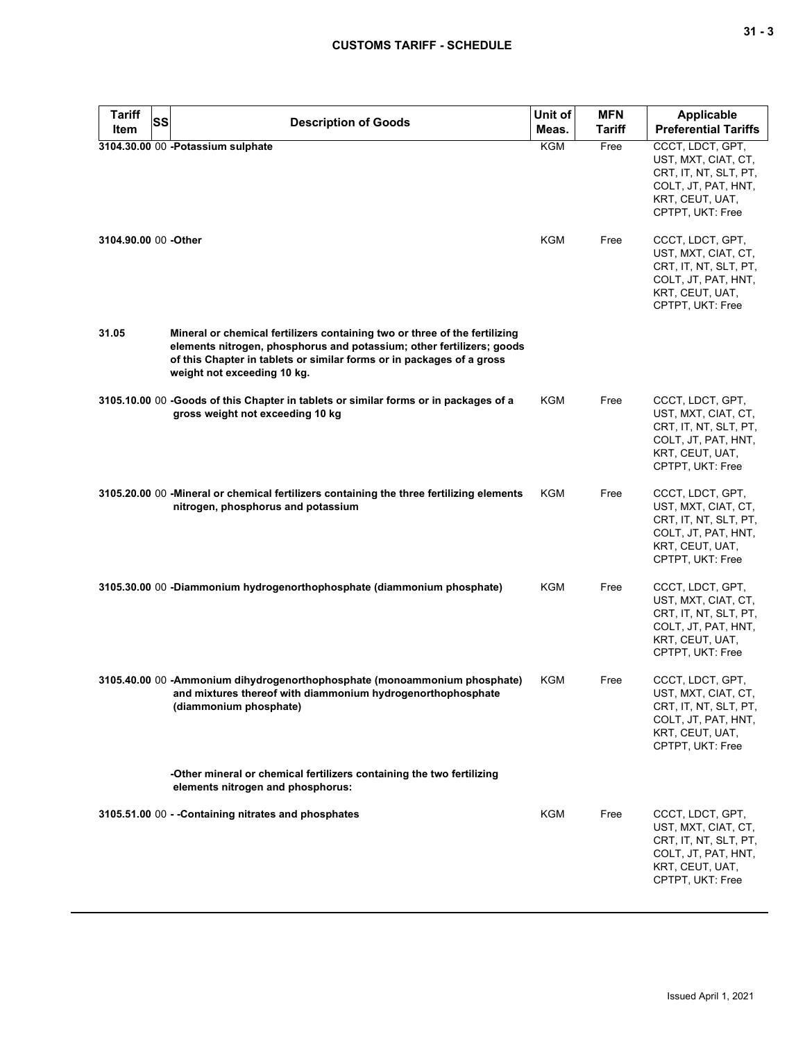| Tariff Item | SS | Description of Goods | Unit of Meas. | MFN Tariff | Applicable Preferential Tariffs |
|---|---|---|---|---|---|
| 3104.30.00 | 00 | **-Potassium sulphate** | KGM | Free | CCCT, LDCT, GPT, UST, MXT, CIAT, CT, CRT, IT, NT, SLT, PT, COLT, JT, PAT, HNT, KRT, CEUT, UAT, CPTPT, UKT: Free |
| 3104.90.00 | 00 | **-Other** | KGM | Free | CCCT, LDCT, GPT, UST, MXT, CIAT, CT, CRT, IT, NT, SLT, PT, COLT, JT, PAT, HNT, KRT, CEUT, UAT, CPTPT, UKT: Free |
| 31.05 | | **Mineral or chemical fertilizers containing two or three of the fertilizing elements nitrogen, phosphorus and potassium; other fertilizers; goods of this Chapter in tablets or similar forms or in packages of a gross weight not exceeding 10 kg.** | | | |
| 3105.10.00 | 00 | **-Goods of this Chapter in tablets or similar forms or in packages of a gross weight not exceeding 10 kg** | KGM | Free | CCCT, LDCT, GPT, UST, MXT, CIAT, CT, CRT, IT, NT, SLT, PT, COLT, JT, PAT, HNT, KRT, CEUT, UAT, CPTPT, UKT: Free |
| 3105.20.00 | 00 | **-Mineral or chemical fertilizers containing the three fertilizing elements nitrogen, phosphorus and potassium** | KGM | Free | CCCT, LDCT, GPT, UST, MXT, CIAT, CT, CRT, IT, NT, SLT, PT, COLT, JT, PAT, HNT, KRT, CEUT, UAT, CPTPT, UKT: Free |
| 3105.30.00 | 00 | **-Diammonium hydrogenorthophosphate (diammonium phosphate)** | KGM | Free | CCCT, LDCT, GPT, UST, MXT, CIAT, CT, CRT, IT, NT, SLT, PT, COLT, JT, PAT, HNT, KRT, CEUT, UAT, CPTPT, UKT: Free |
| 3105.40.00 | 00 | **-Ammonium dihydrogenorthophosphate (monoammonium phosphate) and mixtures thereof with diammonium hydrogenorthophosphate (diammonium phosphate)** | KGM | Free | CCCT, LDCT, GPT, UST, MXT, CIAT, CT, CRT, IT, NT, SLT, PT, COLT, JT, PAT, HNT, KRT, CEUT, UAT, CPTPT, UKT: Free |
| | | **-Other mineral or chemical fertilizers containing the two fertilizing elements nitrogen and phosphorus:** | | | |
| 3105.51.00 | 00 | **- -Containing nitrates and phosphates** | KGM | Free | CCCT, LDCT, GPT, UST, MXT, CIAT, CT, CRT, IT, NT, SLT, PT, COLT, JT, PAT, HNT, KRT, CEUT, UAT, CPTPT, UKT: Free |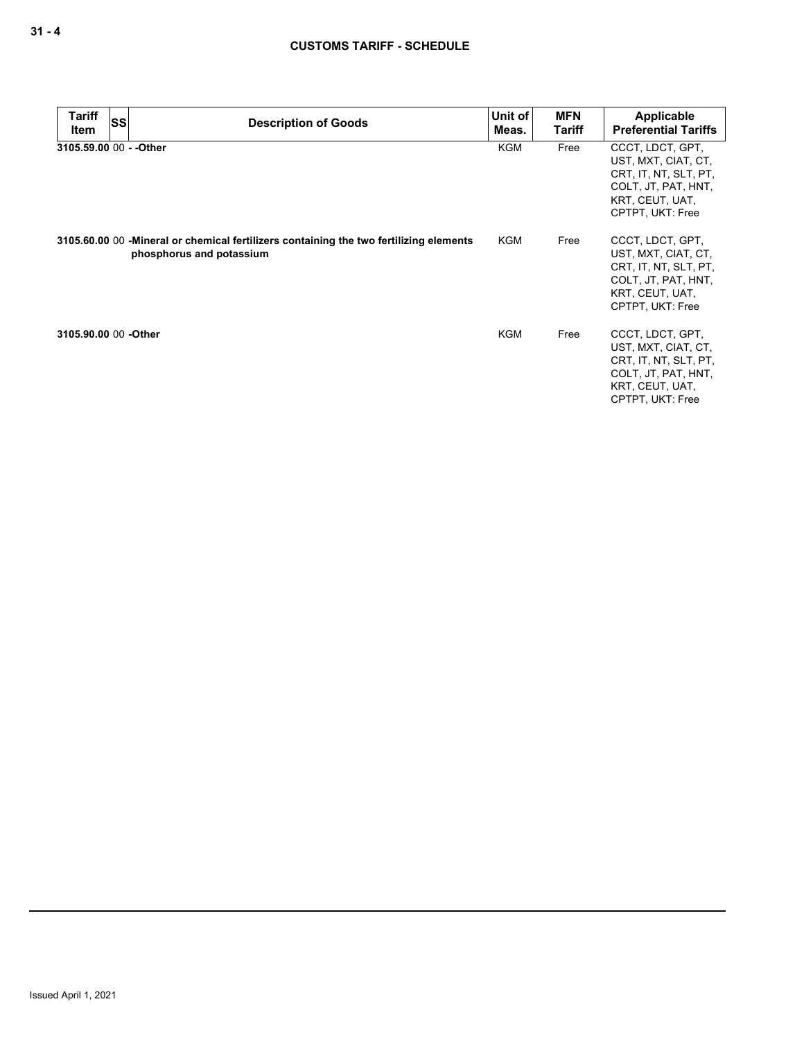| Tariff Item | SS | Description of Goods | Unit of Meas. | MFN Tariff | Applicable Preferential Tariffs |
|---|---|---|---|---|---|
| **3105.59.00** | 00 | **- -Other** | KGM | Free | CCCT, LDCT, GPT, UST, MXT, CIAT, CT, CRT, IT, NT, SLT, PT, COLT, JT, PAT, HNT, KRT, CEUT, UAT, CPTPT, UKT: Free |
| **3105.60.00** | 00 | **-Mineral or chemical fertilizers containing the two fertilizing elements phosphorus and potassium** | KGM | Free | CCCT, LDCT, GPT, UST, MXT, CIAT, CT, CRT, IT, NT, SLT, PT, COLT, JT, PAT, HNT, KRT, CEUT, UAT, CPTPT, UKT: Free |
| **3105.90.00** | 00 | **-Other** | KGM | Free | CCCT, LDCT, GPT, UST, MXT, CIAT, CT, CRT, IT, NT, SLT, PT, COLT, JT, PAT, HNT, KRT, CEUT, UAT, CPTPT, UKT: Free |